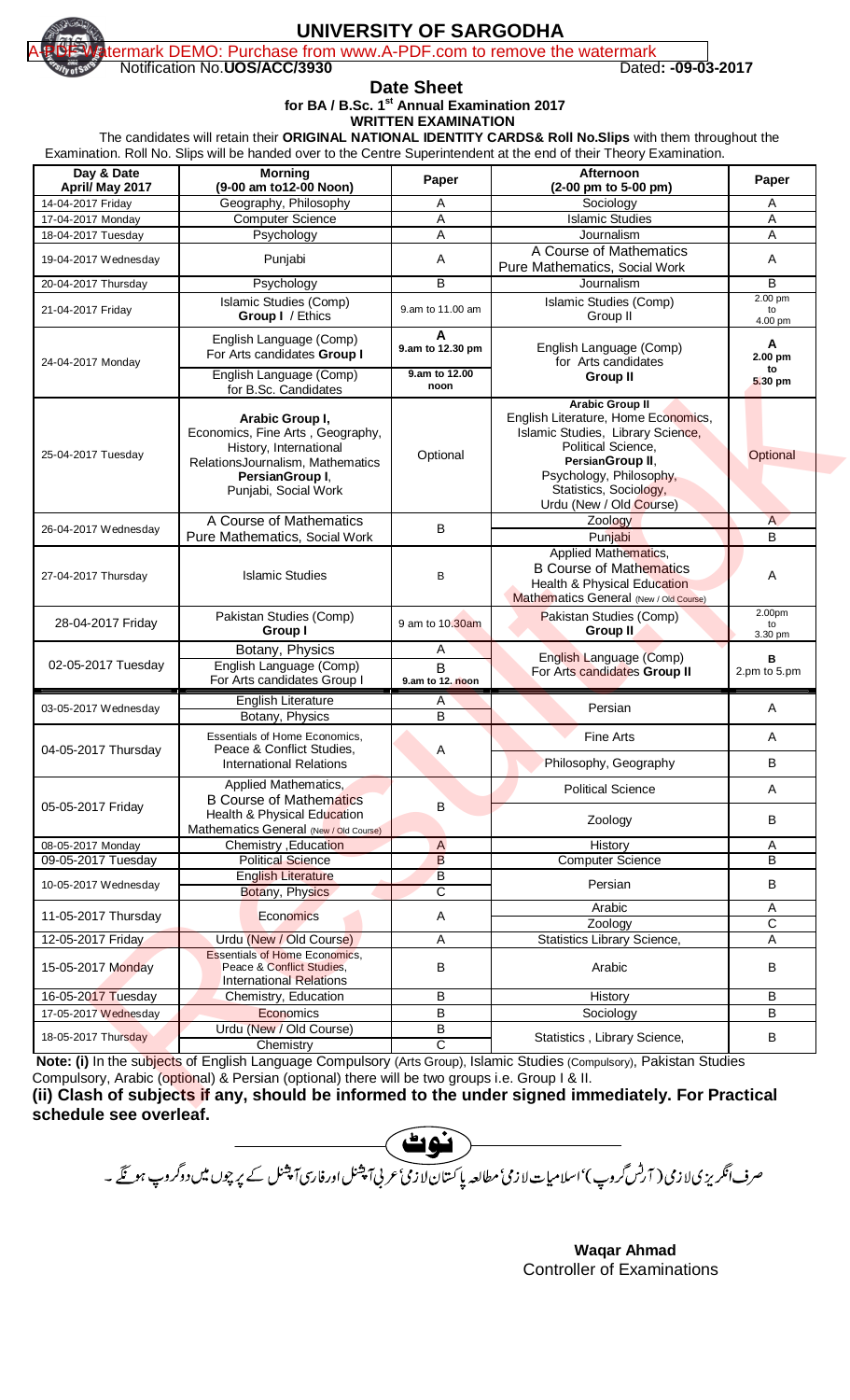# UNIVERSITY OF SARGODHA

A-PDF Watermark DEMO: Purchase from www.A-PDF.com to remove the watermark

Notification No.**UOS/ACC/3930** Dated**: -09-03-2017**

## Date Sheet

### for BA / B.Sc. 1st Annual Examination 2017

**WRITTEN EXAMINATION**

The candidates will retain their **ORIGINAL NATIONAL IDENTITY CARDS& Roll No.Slips** with them throughout the Examination. Roll No. Slips will be handed over to the Centre Superintendent at the end of their Theory Examination.

| Day & Date April/ May 2017 | Morning (9-00 am to12-00 Noon) | Paper | Afternoon (2-00 pm to 5-00 pm) | Paper |
|---|---|---|---|---|
| 14-04-2017 Friday | Geography, Philosophy | A | Sociology | A |
| 17-04-2017 Monday | Computer Science | A | Islamic Studies | A |
| 18-04-2017 Tuesday | Psychology | A | Journalism | A |
| 19-04-2017 Wednesday | Punjabi | A | A Course of Mathematics Pure Mathematics, Social Work | A |
| 20-04-2017 Thursday | Psychology | B | Journalism | B |
| 21-04-2017 Friday | Islamic Studies (Comp) **Group I** / Ethics | 9.am to 11.00 am | Islamic Studies (Comp) Group II | 2.00 pm to 4.00 pm |
| 24-04-2017 Monday | English Language (Comp) For Arts candidates **Group I** | **A** **9.am to 12.30 pm** | English Language (Comp) for Arts candidates **Group II** | **A** **2.00 pm to 5.30 pm** |
| | English Language (Comp) for B.Sc. Candidates | **9.am to 12.00 noon** | | |
| 25-04-2017 Tuesday | **Arabic Group I**, Economics, Fine Arts , Geography, History, International RelationsJournalism, Mathematics **PersianGroup I**, Punjabi, Social Work | Optional | **Arabic Group II** English Literature, Home Economics, Islamic Studies, Library Science, Political Science, **PersianGroup II**, Psychology, Philosophy, Statistics, Sociology, Urdu (New / Old Course) | Optional |
| 26-04-2017 Wednesday | A Course of Mathematics Pure Mathematics, Social Work | B | Zoology | A |
| | | | Punjabi | B |
| 27-04-2017 Thursday | Islamic Studies | B | Applied Mathematics, B Course of Mathematics Health & Physical Education Mathematics General (New / Old Course) | A |
| 28-04-2017 Friday | Pakistan Studies (Comp) **Group I** | 9 am to 10.30am | Pakistan Studies (Comp) **Group II** | 2.00pm to 3.30 pm |
| 02-05-2017 Tuesday | Botany, Physics | A | English Language (Comp) For Arts candidates **Group II** | **B** 2.pm to 5.pm |
| | English Language (Comp) For Arts candidates Group I | B **9.am to 12. noon** | | |
| 03-05-2017 Wednesday | English Literature | A | Persian | A |
| | Botany, Physics | B | | |
| 04-05-2017 Thursday | Essentials of Home Economics, Peace & Conflict Studies, International Relations | A | Fine Arts | A |
| | | | Philosophy, Geography | B |
| 05-05-2017 Friday | Applied Mathematics, B Course of Mathematics Health & Physical Education Mathematics General (New / Old Course) | B | Political Science | A |
| | | | Zoology | B |
| 08-05-2017 Monday | Chemistry ,Education | A | History | A |
| 09-05-2017 Tuesday | Political Science | B | Computer Science | B |
| 10-05-2017 Wednesday | English Literature | B | Persian | B |
| | Botany, Physics | C | | |
| 11-05-2017 Thursday | Economics | A | Arabic | A |
| | | | Zoology | C |
| 12-05-2017 Friday | Urdu (New / Old Course) | A | Statistics Library Science, | A |
| 15-05-2017 Monday | Essentials of Home Economics, Peace & Conflict Studies, International Relations | B | Arabic | B |
| 16-05-2017 Tuesday | Chemistry, Education | B | History | B |
| 17-05-2017 Wednesday | Economics | B | Sociology | B |
| 18-05-2017 Thursday | Urdu (New / Old Course) | B | Statistics , Library Science, | B |
| | Chemistry | C | | |

**Note: (i)** In the subjects of English Language Compulsory (Arts Group), Islamic Studies (Compulsory), Pakistan Studies Compulsory, Arabic (optional) & Persian (optional) there will be two groups i.e. Group I & II.

**(ii) Clash of subjects if any, should be informed to the under signed immediately. For Practical schedule see overleaf.**

**نوٹ**

صرف انگریزی لازمی (آرٹس گروپ)، اسلامیات لازمی، مطالعہ پاکستان لازمی، عربی آپشنل اور فارسی آپشنل کے پرچوں میں دو گروپ ہونگے۔

**Waqar Ahmad**
Controller of Examinations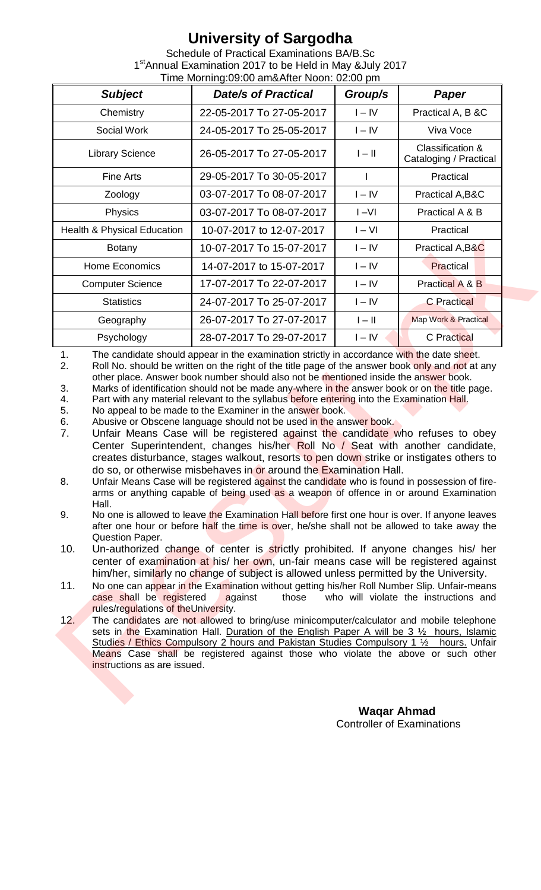# University of Sargodha

Schedule of Practical Examinations BA/B.Sc
1st Annual Examination 2017 to be Held in May &July 2017
Time Morning:09:00 am&After Noon: 02:00 pm

| *Subject* | *Date/s of Practical* | *Group/s* | *Paper* |
|---|---|---|---|
| Chemistry | 22-05-2017 To 27-05-2017 | I – IV | Practical A, B &C |
| Social Work | 24-05-2017 To 25-05-2017 | I – IV | Viva Voce |
| Library Science | 26-05-2017 To 27-05-2017 | I – II | Classification & Cataloging / Practical |
| Fine Arts | 29-05-2017 To 30-05-2017 | I | Practical |
| Zoology | 03-07-2017 To 08-07-2017 | I – IV | Practical A,B&C |
| Physics | 03-07-2017 To 08-07-2017 | I –VI | Practical A & B |
| Health & Physical Education | 10-07-2017 to 12-07-2017 | I – VI | Practical |
| Botany | 10-07-2017 To 15-07-2017 | I – IV | Practical A,B&C |
| Home Economics | 14-07-2017 to 15-07-2017 | I – IV | Practical |
| Computer Science | 17-07-2017 To 22-07-2017 | I – IV | Practical A & B |
| Statistics | 24-07-2017 To 25-07-2017 | I – IV | C Practical |
| Geography | 26-07-2017 To 27-07-2017 | I – II | Map Work & Practical |
| Psychology | 28-07-2017 To 29-07-2017 | I – IV | C Practical |

1. The candidate should appear in the examination strictly in accordance with the date sheet.
2. Roll No. should be written on the right of the title page of the answer book only and not at any other place. Answer book number should also not be mentioned inside the answer book.
3. Marks of identification should not be made any-where in the answer book or on the title page.
4. Part with any material relevant to the syllabus before entering into the Examination Hall.
5. No appeal to be made to the Examiner in the answer book.
6. Abusive or Obscene language should not be used in the answer book.
7. Unfair Means Case will be registered against the candidate who refuses to obey Center Superintendent, changes his/her Roll No / Seat with another candidate, creates disturbance, stages walkout, resorts to pen down strike or instigates others to do so, or otherwise misbehaves in or around the Examination Hall.
8. Unfair Means Case will be registered against the candidate who is found in possession of fire-arms or anything capable of being used as a weapon of offence in or around Examination Hall.
9. No one is allowed to leave the Examination Hall before first one hour is over. If anyone leaves after one hour or before half the time is over, he/she shall not be allowed to take away the Question Paper.
10. Un-authorized change of center is strictly prohibited. If anyone changes his/ her center of examination at his/ her own, un-fair means case will be registered against him/her, similarly no change of subject is allowed unless permitted by the University.
11. No one can appear in the Examination without getting his/her Roll Number Slip. Unfair-means case shall be registered against those who will violate the instructions and rules/regulations of theUniversity.
12. The candidates are not allowed to bring/use minicomputer/calculator and mobile telephone sets in the Examination Hall. Duration of the English Paper A will be 3 ½ hours, Islamic Studies / Ethics Compulsory 2 hours and Pakistan Studies Compulsory 1 ½ hours. Unfair Means Case shall be registered against those who violate the above or such other instructions as are issued.

**Waqar Ahmad**
Controller of Examinations